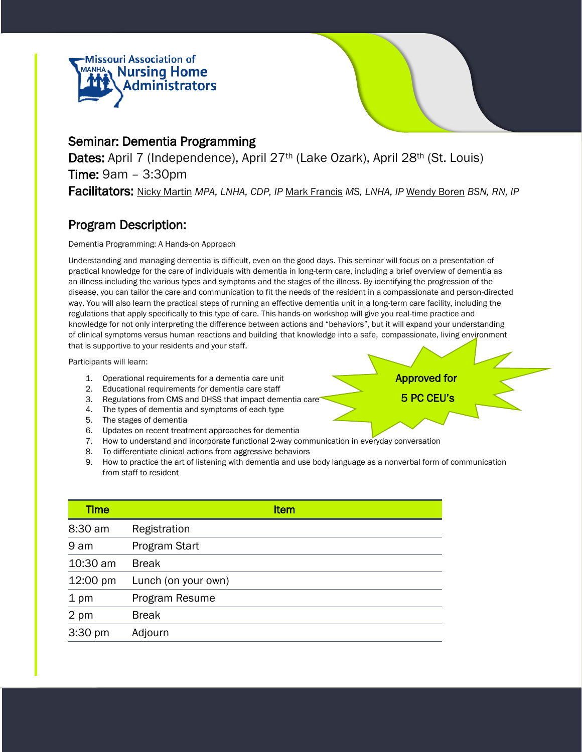Missouri Association of Nursing Home Administrators

## Seminar: Dementia Programming

**Dates:** April 7 (Independence), April 27th (Lake Ozark), April 28th (St. Louis)

**Time:** 9am – 3:30pm

**Facilitators:** Nicky Martin *MPA, LNHA, CDP, IP* Mark Francis *MS, LNHA, IP* Wendy Boren *BSN, RN, IP*

## Program Description:

Dementia Programming: A Hands-on Approach

Understanding and managing dementia is difficult, even on the good days. This seminar will focus on a presentation of practical knowledge for the care of individuals with dementia in long-term care, including a brief overview of dementia as an illness including the various types and symptoms and the stages of the illness. By identifying the progression of the disease, you can tailor the care and communication to fit the needs of the resident in a compassionate and person-directed way. You will also learn the practical steps of running an effective dementia unit in a long-term care facility, including the regulations that apply specifically to this type of care. This hands-on workshop will give you real-time practice and knowledge for not only interpreting the difference between actions and "behaviors", but it will expand your understanding of clinical symptoms versus human reactions and building that knowledge into a safe, compassionate, living environment that is supportive to your residents and your staff.

Participants will learn:

1. Operational requirements for a dementia care unit
2. Educational requirements for dementia care staff
3. Regulations from CMS and DHSS that impact dementia care
4. The types of dementia and symptoms of each type
5. The stages of dementia
6. Updates on recent treatment approaches for dementia
7. How to understand and incorporate functional 2-way communication in everyday conversation
8. To differentiate clinical actions from aggressive behaviors
9. How to practice the art of listening with dementia and use body language as a nonverbal form of communication from staff to resident

**Approved for 5 PC CEU's**

| Time | Item |
| --- | --- |
| 8:30 am | Registration |
| 9 am | Program Start |
| 10:30 am | Break |
| 12:00 pm | Lunch (on your own) |
| 1 pm | Program Resume |
| 2 pm | Break |
| 3:30 pm | Adjourn |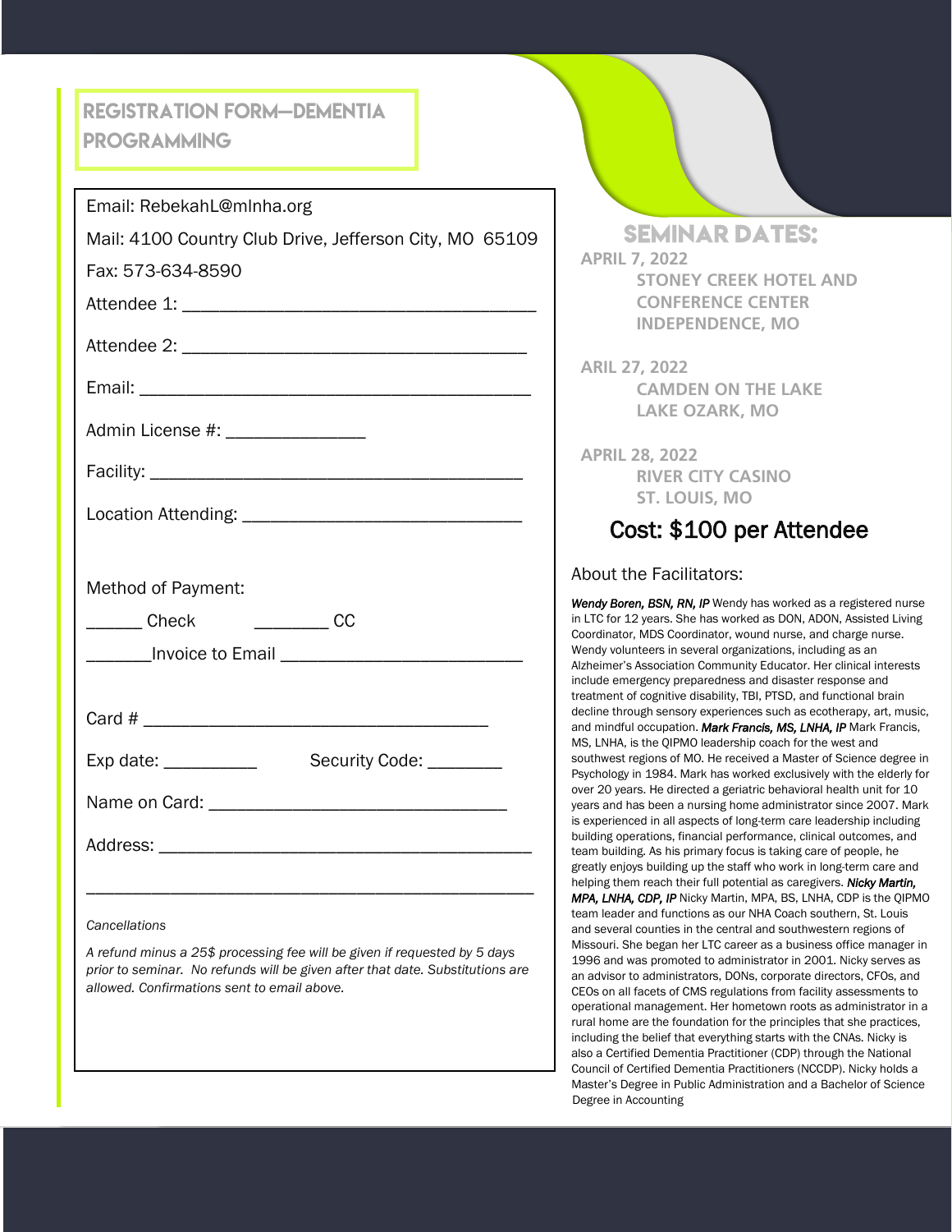## REGISTRATION FORM—DEMENTIA PROGRAMMING

Email: RebekahL@mlnha.org

Mail: 4100 Country Club Drive, Jefferson City, MO 65109

Fax: 573-634-8590

Attendee 1: ____________________________________

Attendee 2: ___________________________________

Email: ________________________________________

Admin License #: ______________

Facility: ______________________________________

Location Attending: _____________________________

Method of Payment:

______ Check ________ CC

_______Invoice to Email _________________________

Card # ___________________________________

Exp date: __________ Security Code: ________

Name on Card: ______________________________

Address: _____________________________________

_____________________________________________

*Cancellations*

*A refund minus a 25$ processing fee will be given if requested by 5 days prior to seminar. No refunds will be given after that date. Substitutions are allowed. Confirmations sent to email above.*

## SEMINAR DATES:

**APRIL 7, 2022**
**STONEY CREEK HOTEL AND CONFERENCE CENTER**
**INDEPENDENCE, MO**

**ARIL 27, 2022**
**CAMDEN ON THE LAKE**
**LAKE OZARK, MO**

**APRIL 28, 2022**
**RIVER CITY CASINO**
**ST. LOUIS, MO**

### Cost: $100 per Attendee

About the Facilitators:

***Wendy Boren, BSN, RN, IP*** Wendy has worked as a registered nurse in LTC for 12 years. She has worked as DON, ADON, Assisted Living Coordinator, MDS Coordinator, wound nurse, and charge nurse. Wendy volunteers in several organizations, including as an Alzheimer's Association Community Educator. Her clinical interests include emergency preparedness and disaster response and treatment of cognitive disability, TBI, PTSD, and functional brain decline through sensory experiences such as ecotherapy, art, music, and mindful occupation. ***Mark Francis, MS, LNHA, IP*** Mark Francis, MS, LNHA, is the QIPMO leadership coach for the west and southwest regions of MO. He received a Master of Science degree in Psychology in 1984. Mark has worked exclusively with the elderly for over 20 years. He directed a geriatric behavioral health unit for 10 years and has been a nursing home administrator since 2007. Mark is experienced in all aspects of long-term care leadership including building operations, financial performance, clinical outcomes, and team building. As his primary focus is taking care of people, he greatly enjoys building up the staff who work in long-term care and helping them reach their full potential as caregivers. ***Nicky Martin, MPA, LNHA, CDP, IP*** Nicky Martin, MPA, BS, LNHA, CDP is the QIPMO team leader and functions as our NHA Coach southern, St. Louis and several counties in the central and southwestern regions of Missouri. She began her LTC career as a business office manager in 1996 and was promoted to administrator in 2001. Nicky serves as an advisor to administrators, DONs, corporate directors, CFOs, and CEOs on all facets of CMS regulations from facility assessments to operational management. Her hometown roots as administrator in a rural home are the foundation for the principles that she practices, including the belief that everything starts with the CNAs. Nicky is also a Certified Dementia Practitioner (CDP) through the National Council of Certified Dementia Practitioners (NCCDP). Nicky holds a Master's Degree in Public Administration and a Bachelor of Science Degree in Accounting